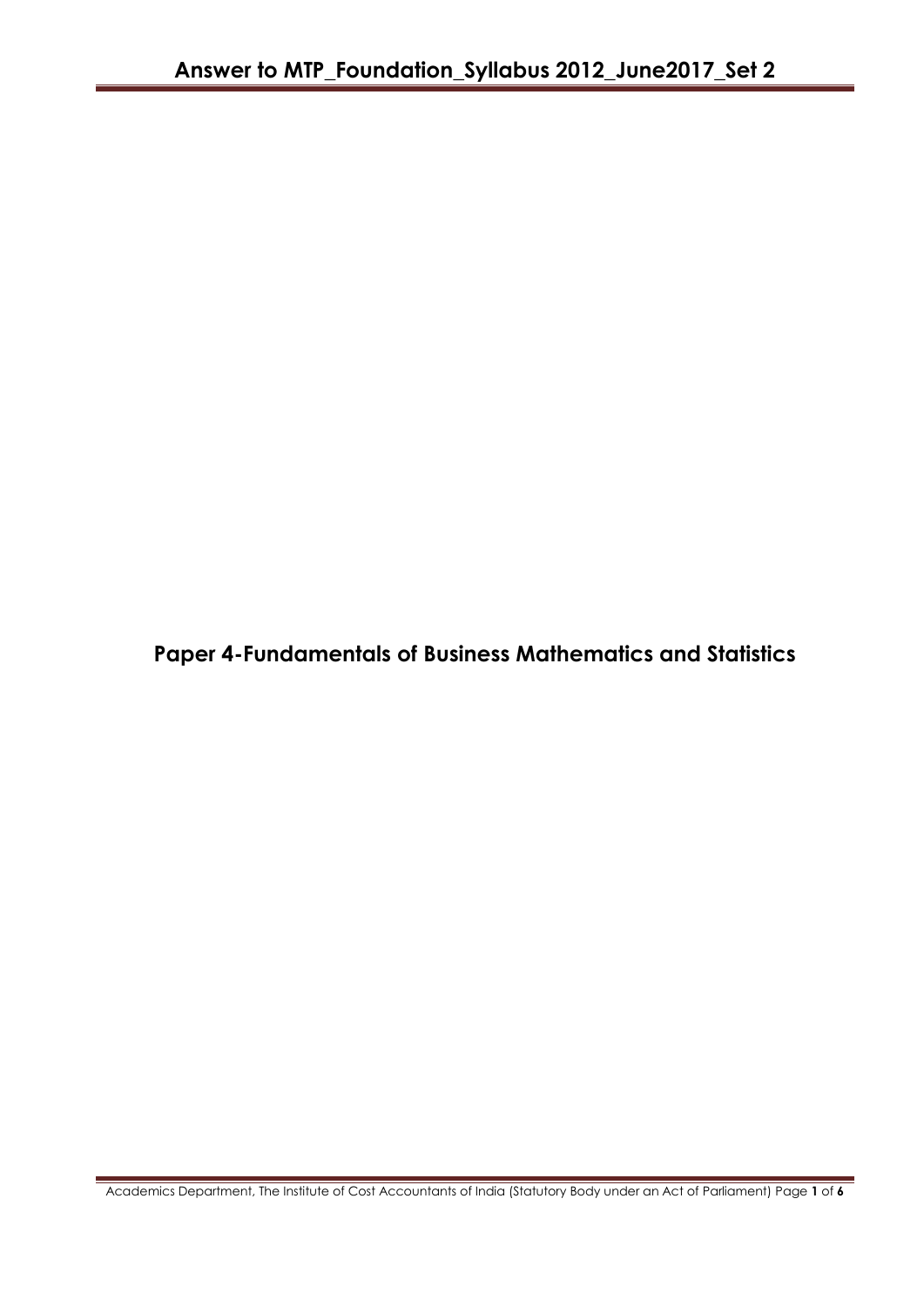# Paper 4-Fundamentals of Business Mathematics and Statistics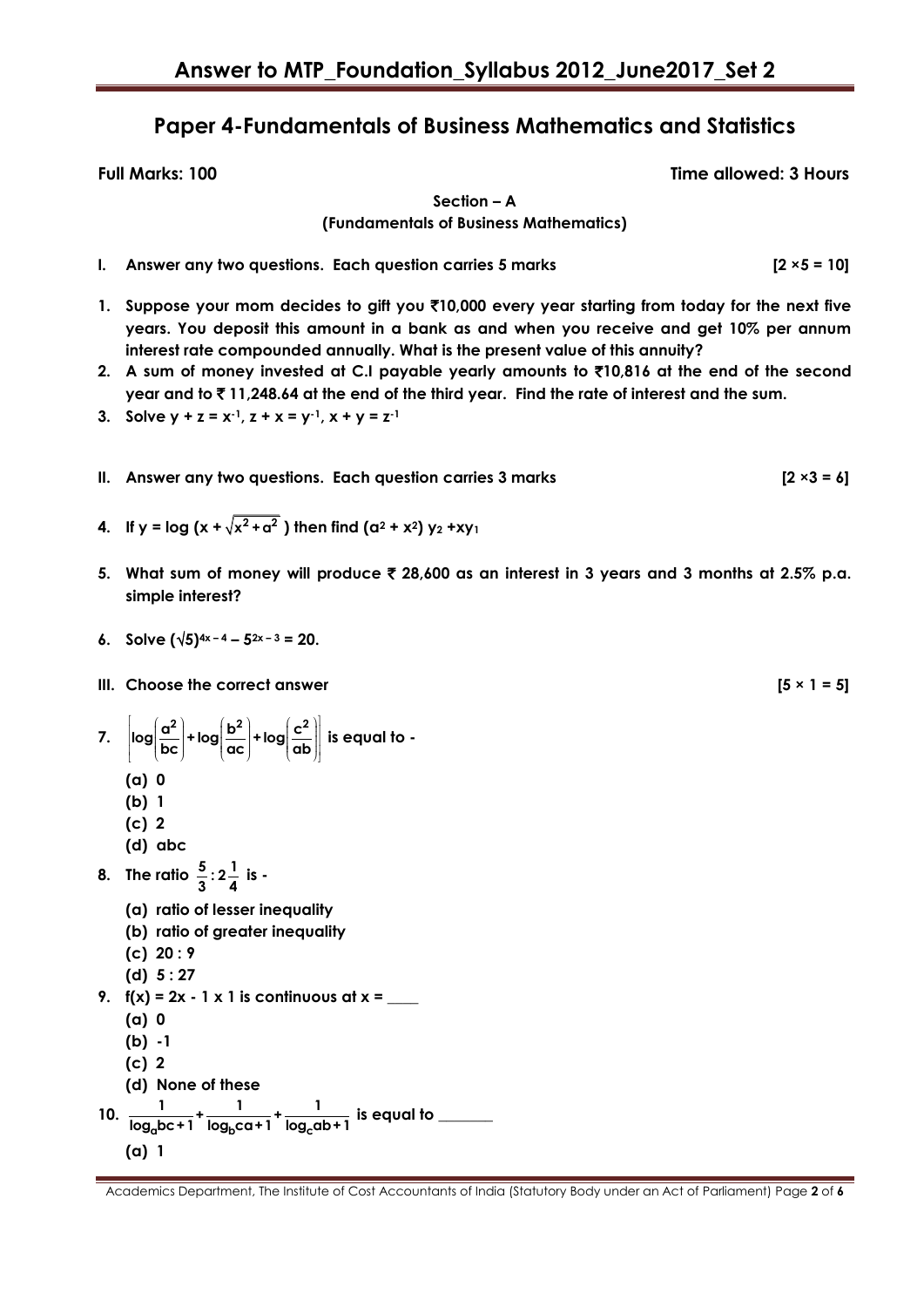# Answer to MTP_Foundation_Syllabus 2012_June2017_Set 2

## Paper 4-Fundamentals of Business Mathematics and Statistics

**Full Marks: 100** **Time allowed: 3 Hours**

**Section – A**
**(Fundamentals of Business Mathematics)**

**I. Answer any two questions. Each question carries 5 marks [2 ×5 = 10]**

**1. Suppose your mom decides to gift you ₹10,000 every year starting from today for the next five years. You deposit this amount in a bank as and when you receive and get 10% per annum interest rate compounded annually. What is the present value of this annuity?**

**2. A sum of money invested at C.I payable yearly amounts to ₹10,816 at the end of the second year and to ₹ 11,248.64 at the end of the third year. Find the rate of interest and the sum.**

**3. Solve $y + z = x^{-1}$, $z + x = y^{-1}$, $x + y = z^{-1}$**

**II. Answer any two questions. Each question carries 3 marks [2 ×3 = 6]**

**4. If $y = \log (x + \sqrt{x^2 + a^2})$ then find $(a^2 + x^2) y_2 + xy_1$**

**5. What sum of money will produce ₹ 28,600 as an interest in 3 years and 3 months at 2.5% p.a. simple interest?**

**6. Solve $(\sqrt{5})^{4x-4} - 5^{2x-3} = 20$.**

**III. Choose the correct answer [5 × 1 = 5]**

**7.** $\left[\log\left(\frac{a^2}{bc}\right) + \log\left(\frac{b^2}{ac}\right) + \log\left(\frac{c^2}{ab}\right)\right]$ **is equal to -**

- (a) 0
- (b) 1
- (c) 2
- (d) abc

**8. The ratio** $\frac{5}{3} : 2\frac{1}{4}$ **is -**

- (a) ratio of lesser inequality
- (b) ratio of greater inequality
- (c) 20 : 9
- (d) 5 : 27

**9. f(x) = 2x - 1 x 1 is continuous at x = ____**

- (a) 0
- (b) -1
- (c) 2
- (d) None of these

**10.** $\frac{1}{\log_a bc + 1} + \frac{1}{\log_b ca + 1} + \frac{1}{\log_c ab + 1}$ **is equal to _______**

- (a) 1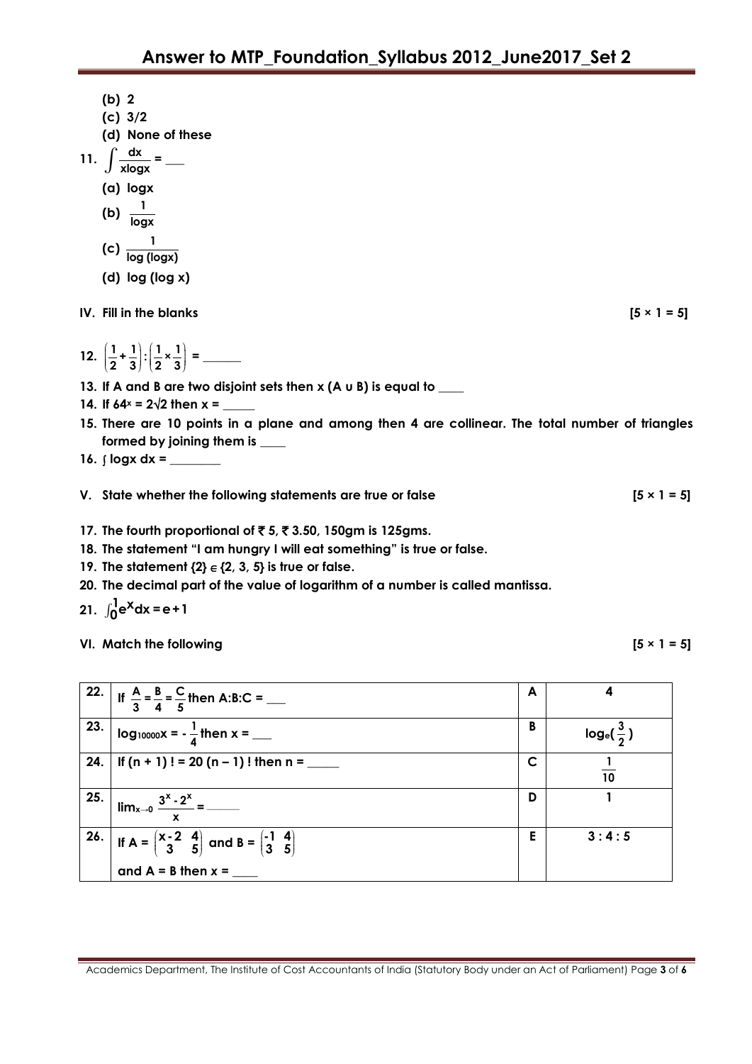(b) 2

(c) 3/2

(d) None of these

**11.** $\int \frac{dx}{x\log x}$ = ___

(a) logx

(b) $\frac{1}{\log x}$

(c) $\frac{1}{\log(\log x)}$

(d) log (log x)

**IV. Fill in the blanks** **[5 × 1 = 5]**

**12.** $\left(\frac{1}{2}+\frac{1}{3}\right):\left(\frac{1}{2}\times\frac{1}{3}\right)$ = ______

**13.** If A and B are two disjoint sets then x (A ∪ B) is equal to ____

**14.** If $64^x = 2\sqrt{2}$ then x = _____

**15.** There are 10 points in a plane and among then 4 are collinear. The total number of triangles formed by joining them is ____

**16.** ∫ logx dx = ________

**V. State whether the following statements are true or false** **[5 × 1 = 5]**

**17.** The fourth proportional of ₹ 5, ₹ 3.50, 150gm is 125gms.

**18.** The statement "I am hungry I will eat something" is true or false.

**19.** The statement {2} ∈ {2, 3, 5} is true or false.

**20.** The decimal part of the value of logarithm of a number is called mantissa.

**21.** $\int_0^1 e^x dx = e + 1$

**VI. Match the following** **[5 × 1 = 5]**

| | | | |
|---|---|---|---|
| 22. | If $\frac{A}{3}=\frac{B}{4}=\frac{C}{5}$ then A:B:C = ___ | A | 4 |
| 23. | $\log_{10000}x = -\frac{1}{4}$ then x = ___ | B | $\log_e(\frac{3}{2})$ |
| 24. | If (n + 1) ! = 20 (n – 1) ! then n = _____ | C | $\frac{1}{10}$ |
| 25. | $\lim_{x\to 0}\frac{3^x - 2^x}{x}$ = ______ | D | 1 |
| 26. | If A = $\begin{pmatrix} x-2 & 4 \\ 3 & 5 \end{pmatrix}$ and B = $\begin{pmatrix} -1 & 4 \\ 3 & 5 \end{pmatrix}$ and A = B then x = ____ | E | 3 : 4 : 5 |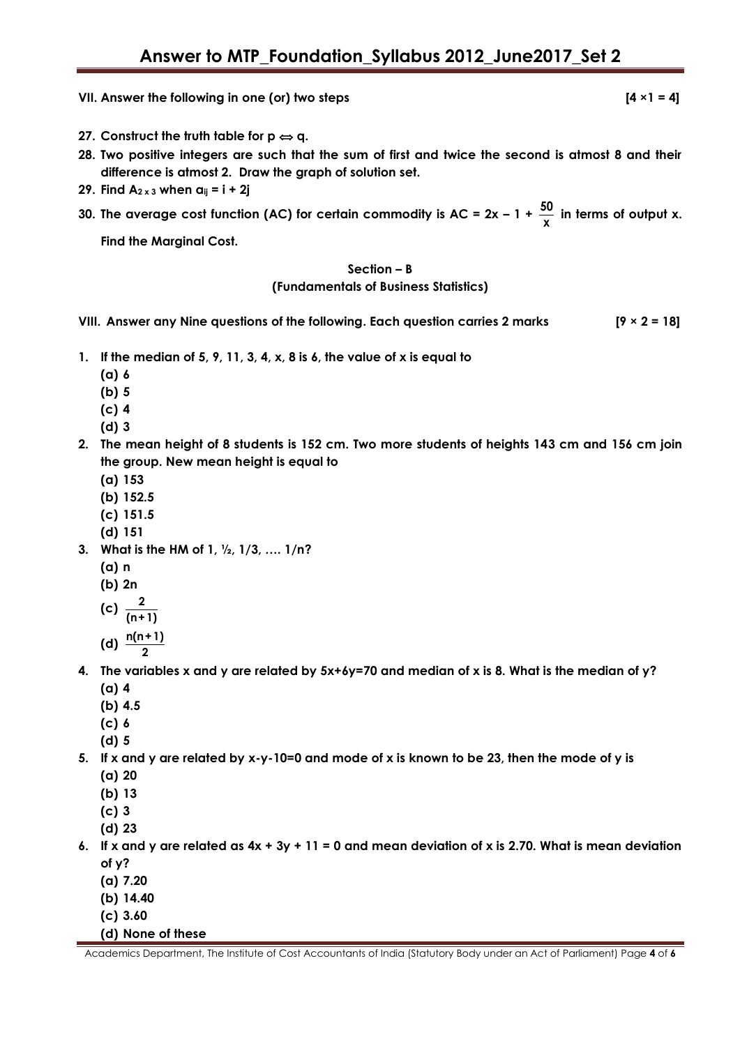**VII. Answer the following in one (or) two steps** **[4 ×1 = 4]**

**27. Construct the truth table for $p \Leftrightarrow q$.**

**28. Two positive integers are such that the sum of first and twice the second is atmost 8 and their difference is atmost 2. Draw the graph of solution set.**

**29. Find $A_{2 \times 3}$ when $a_{ij} = i + 2j$**

**30. The average cost function (AC) for certain commodity is AC = $2x - 1 + \frac{50}{x}$ in terms of output x. Find the Marginal Cost.**

## Section – B

### (Fundamentals of Business Statistics)

**VIII. Answer any Nine questions of the following. Each question carries 2 marks** **[9 × 2 = 18]**

**1. If the median of 5, 9, 11, 3, 4, x, 8 is 6, the value of x is equal to**

(a) 6

(b) 5

(c) 4

(d) 3

**2. The mean height of 8 students is 152 cm. Two more students of heights 143 cm and 156 cm join the group. New mean height is equal to**

(a) 153

(b) 152.5

(c) 151.5

(d) 151

**3. What is the HM of 1, ½, 1/3, …. 1/n?**

(a) n

(b) 2n

(c) $\frac{2}{(n+1)}$

(d) $\frac{n(n+1)}{2}$

**4. The variables x and y are related by 5x+6y=70 and median of x is 8. What is the median of y?**

(a) 4

(b) 4.5

(c) 6

(d) 5

**5. If x and y are related by x-y-10=0 and mode of x is known to be 23, then the mode of y is**

(a) 20

(b) 13

(c) 3

(d) 23

**6. If x and y are related as 4x + 3y + 11 = 0 and mean deviation of x is 2.70. What is mean deviation of y?**

(a) 7.20

(b) 14.40

(c) 3.60

(d) None of these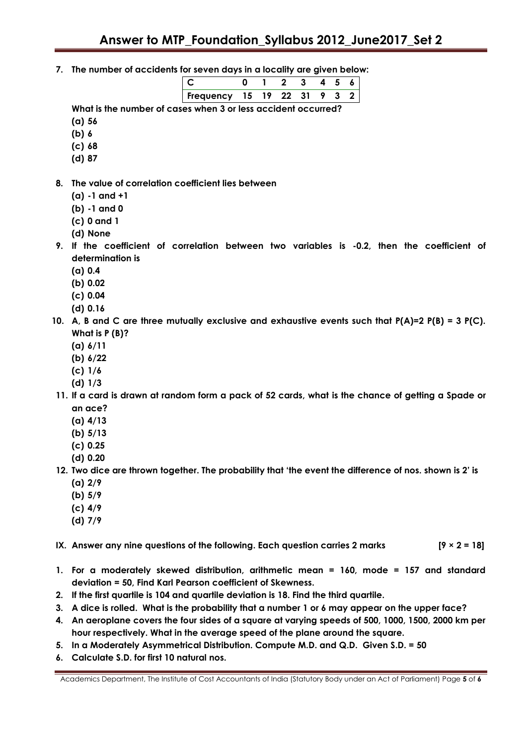**7. The number of accidents for seven days in a locality are given below:**

| C | 0 | 1 | 2 | 3 | 4 | 5 | 6 |
|---|---|---|---|---|---|---|---|
| Frequency | 15 | 19 | 22 | 31 | 9 | 3 | 2 |

**What is the number of cases when 3 or less accident occurred?**

**(a) 56**

**(b) 6**

**(c) 68**

**(d) 87**

**8. The value of correlation coefficient lies between**

**(a) -1 and +1**

**(b) -1 and 0**

**(c) 0 and 1**

**(d) None**

**9. If the coefficient of correlation between two variables is -0.2, then the coefficient of determination is**

**(a) 0.4**

**(b) 0.02**

**(c) 0.04**

**(d) 0.16**

**10. A, B and C are three mutually exclusive and exhaustive events such that P(A)=2 P(B) = 3 P(C). What is P (B)?**

**(a) 6/11**

**(b) 6/22**

**(c) 1/6**

**(d) 1/3**

**11. If a card is drawn at random form a pack of 52 cards, what is the chance of getting a Spade or an ace?**

**(a) 4/13**

**(b) 5/13**

**(c) 0.25**

**(d) 0.20**

**12. Two dice are thrown together. The probability that 'the event the difference of nos. shown is 2' is**

**(a) 2/9**

**(b) 5/9**

**(c) 4/9**

**(d) 7/9**

**IX. Answer any nine questions of the following. Each question carries 2 marks [9 × 2 = 18]**

1. **For a moderately skewed distribution, arithmetic mean = 160, mode = 157 and standard deviation = 50, Find Karl Pearson coefficient of Skewness.**
2. **If the first quartile is 104 and quartile deviation is 18. Find the third quartile.**
3. **A dice is rolled. What is the probability that a number 1 or 6 may appear on the upper face?**
4. **An aeroplane covers the four sides of a square at varying speeds of 500, 1000, 1500, 2000 km per hour respectively. What in the average speed of the plane around the square.**
5. **In a Moderately Asymmetrical Distribution. Compute M.D. and Q.D. Given S.D. = 50**
6. **Calculate S.D. for first 10 natural nos.**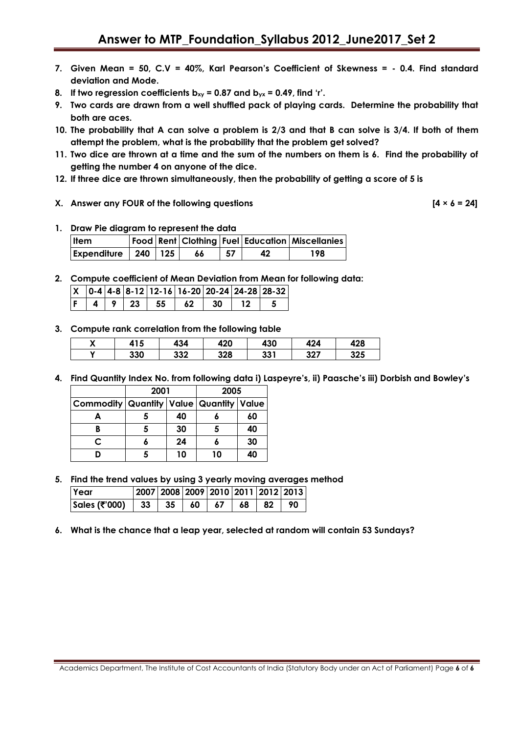7. **Given Mean = 50, C.V = 40%, Karl Pearson's Coefficient of Skewness = - 0.4. Find standard deviation and Mode.**
8. **If two regression coefficients $b_{xy}$ = 0.87 and $b_{yx}$ = 0.49, find 'r'.**
9. **Two cards are drawn from a well shuffled pack of playing cards. Determine the probability that both are aces.**
10. **The probability that A can solve a problem is 2/3 and that B can solve is 3/4. If both of them attempt the problem, what is the probability that the problem get solved?**
11. **Two dice are thrown at a time and the sum of the numbers on them is 6. Find the probability of getting the number 4 on anyone of the dice.**
12. **If three dice are thrown simultaneously, then the probability of getting a score of 5 is**

**X. Answer any FOUR of the following questions** **[4 × 6 = 24]**

1. **Draw Pie diagram to represent the data**

| Item | Food | Rent | Clothing | Fuel | Education | Miscellanies |
|---|---|---|---|---|---|---|
| Expenditure | 240 | 125 | 66 | 57 | 42 | 198 |

2. **Compute coefficient of Mean Deviation from Mean for following data:**

| X | 0-4 | 4-8 | 8-12 | 12-16 | 16-20 | 20-24 | 24-28 | 28-32 |
|---|---|---|---|---|---|---|---|---|
| F | 4 | 9 | 23 | 55 | 62 | 30 | 12 | 5 |

3. **Compute rank correlation from the following table**

| X | 415 | 434 | 420 | 430 | 424 | 428 |
|---|---|---|---|---|---|---|
| Y | 330 | 332 | 328 | 331 | 327 | 325 |

4. **Find Quantity Index No. from following data i) Laspeyre's, ii) Paasche's iii) Dorbish and Bowley's**

| | 2001 | | 2005 | |
|---|---|---|---|---|
| Commodity | Quantity | Value | Quantity | Value |
| A | 5 | 40 | 6 | 60 |
| B | 5 | 30 | 5 | 40 |
| C | 6 | 24 | 6 | 30 |
| D | 5 | 10 | 10 | 40 |

5. **Find the trend values by using 3 yearly moving averages method**

| Year | 2007 | 2008 | 2009 | 2010 | 2011 | 2012 | 2013 |
|---|---|---|---|---|---|---|---|
| Sales (₹'000) | 33 | 35 | 60 | 67 | 68 | 82 | 90 |

6. **What is the chance that a leap year, selected at random will contain 53 Sundays?**